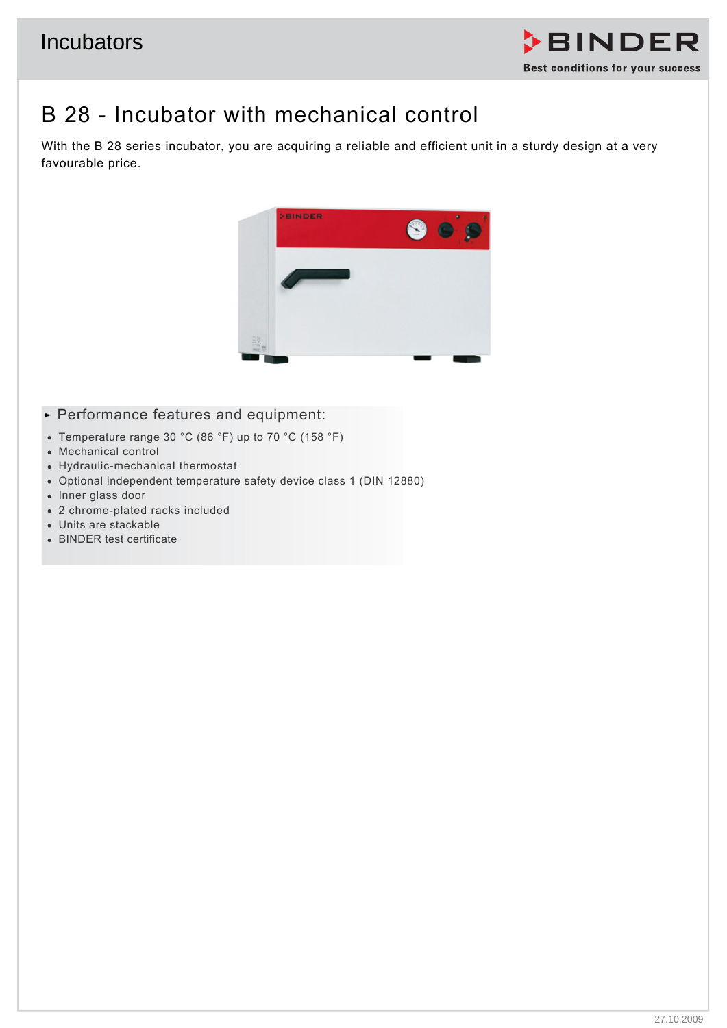# B 28 - Incubator with mechanical control

With the B 28 series incubator, you are acquiring a reliable and efficient unit in a sturdy design at a very favourable price.

## Performance features and equipment:

- Temperature range 30 °C (86 °F) up to 70 °C (158 °F)
- Mechanical control
- Hydraulic-mechanical thermostat
- Optional independent temperature safety device class 1 (DIN 12880)
- Inner glass door
- 2 chrome-plated racks included
- Units are stackable
- BINDER test certificate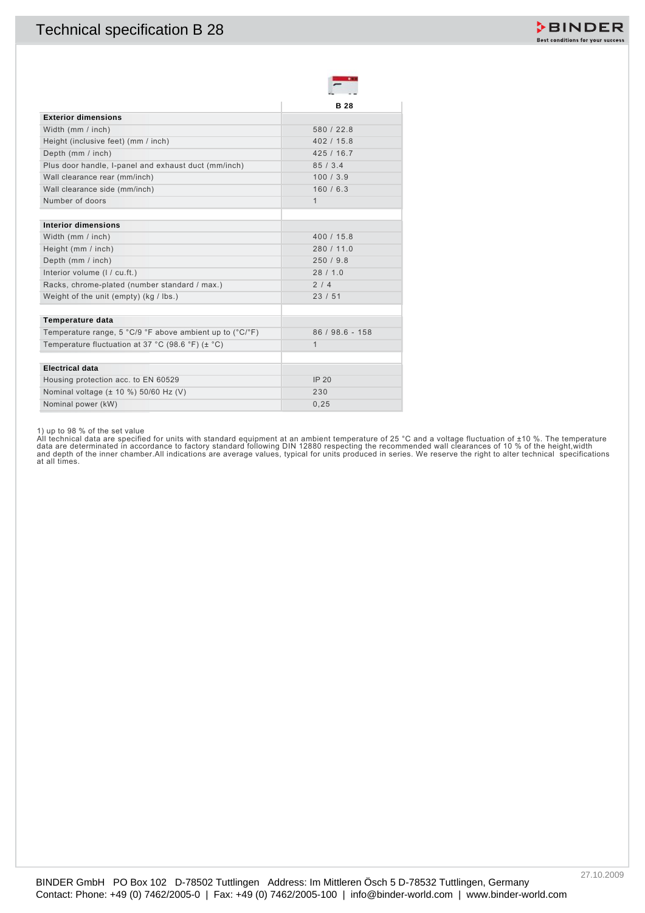# Technical specification B 28

| | B 28 |
|---|---|
| **Exterior dimensions** | |
| Width (mm / inch) | 580 / 22.8 |
| Height (inclusive feet) (mm / inch) | 402 / 15.8 |
| Depth (mm / inch) | 425 / 16.7 |
| Plus door handle, I-panel and exhaust duct (mm/inch) | 85 / 3.4 |
| Wall clearance rear (mm/inch) | 100 / 3.9 |
| Wall clearance side (mm/inch) | 160 / 6.3 |
| Number of doors | 1 |
| | |
| **Interior dimensions** | |
| Width (mm / inch) | 400 / 15.8 |
| Height (mm / inch) | 280 / 11.0 |
| Depth (mm / inch) | 250 / 9.8 |
| Interior volume (l / cu.ft.) | 28 / 1.0 |
| Racks, chrome-plated (number standard / max.) | 2 / 4 |
| Weight of the unit (empty) (kg / lbs.) | 23 / 51 |
| | |
| **Temperature data** | |
| Temperature range, 5 °C/9 °F above ambient up to (°C/°F) | 86 / 98.6 - 158 |
| Temperature fluctuation at 37 °C (98.6 °F) (± °C) | 1 |
| | |
| **Electrical data** | |
| Housing protection acc. to EN 60529 | IP 20 |
| Nominal voltage (± 10 %) 50/60 Hz (V) | 230 |
| Nominal power (kW) | 0,25 |

1) up to 98 % of the set value
All technical data are specified for units with standard equipment at an ambient temperature of 25 °C and a voltage fluctuation of ±10 %. The temperature data are determinated in accordance to factory standard following DIN 12880 respecting the recommended wall clearances of 10 % of the height,width and depth of the inner chamber.All indications are average values, typical for units produced in series. We reserve the right to alter technical specifications at all times.

27.10.2009

BINDER GmbH PO Box 102 D-78502 Tuttlingen Address: Im Mittleren Ösch 5 D-78532 Tuttlingen, Germany
Contact: Phone: +49 (0) 7462/2005-0 | Fax: +49 (0) 7462/2005-100 | info@binder-world.com | www.binder-world.com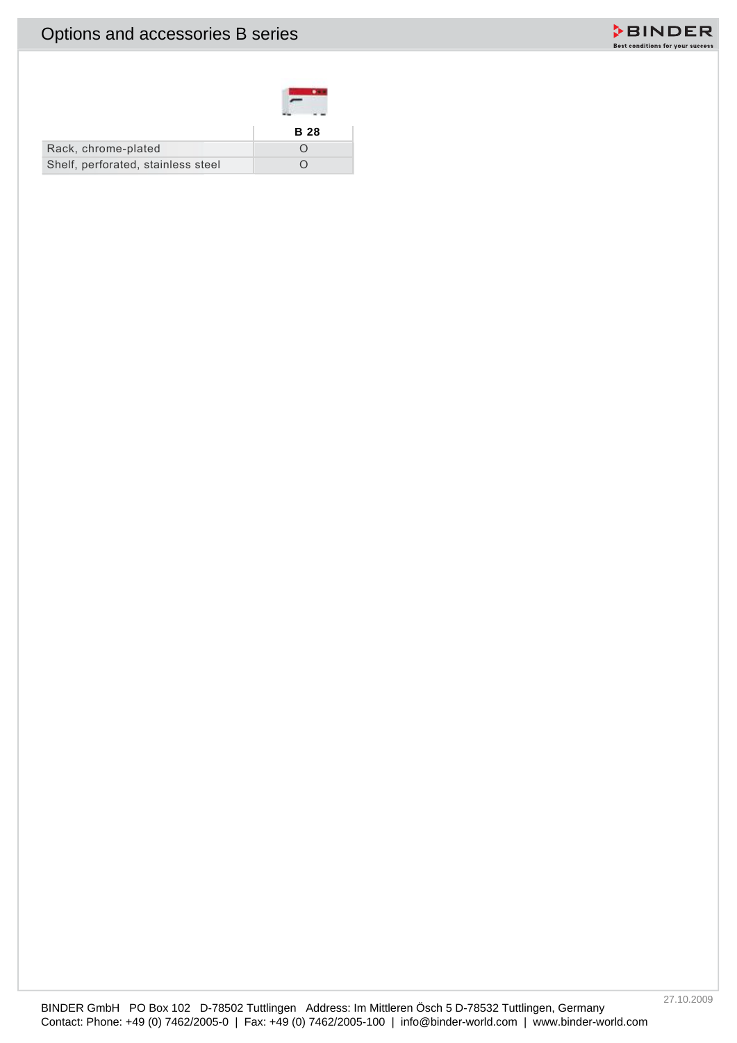# Options and accessories B series

| | B 28 |
|---|---|
| Rack, chrome-plated | O |
| Shelf, perforated, stainless steel | O |

27.10.2009

BINDER GmbH PO Box 102 D-78502 Tuttlingen Address: Im Mittleren Ösch 5 D-78532 Tuttlingen, Germany
Contact: Phone: +49 (0) 7462/2005-0 | Fax: +49 (0) 7462/2005-100 | info@binder-world.com | www.binder-world.com